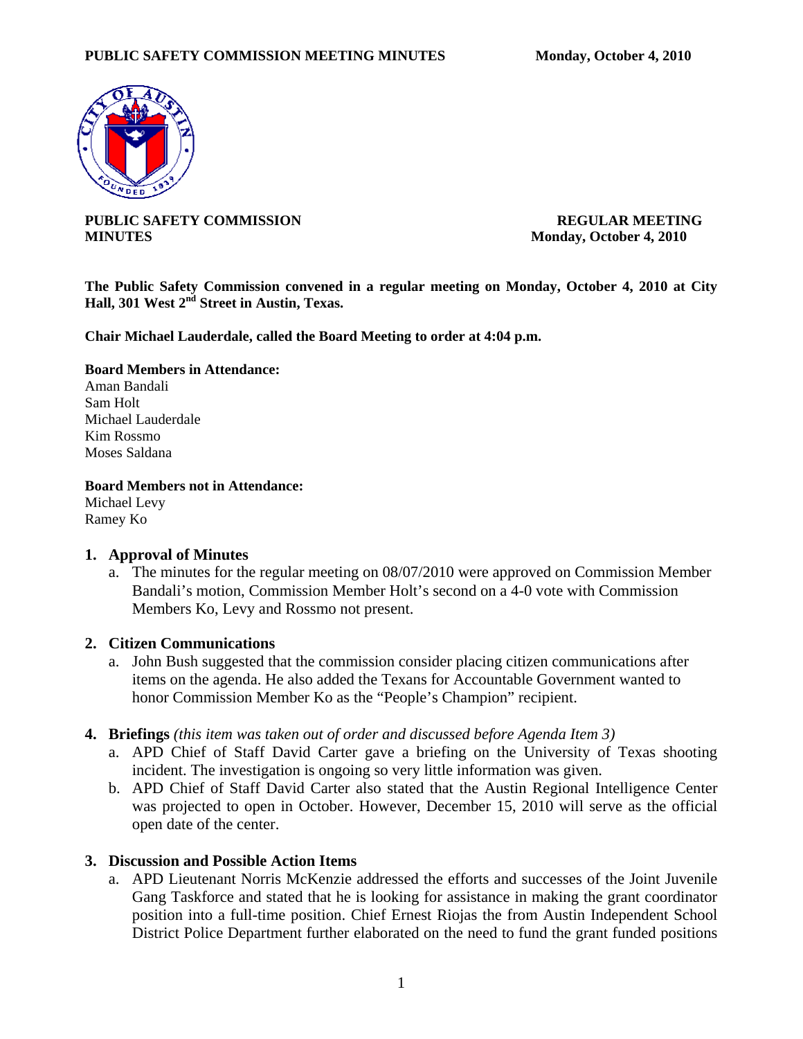**PUBLIC SAFETY COMMISSION MINUTES**

**REGULAR MEETING**
**Monday, October 4, 2010**

**The Public Safety Commission convened in a regular meeting on Monday, October 4, 2010 at City Hall, 301 West 2nd Street in Austin, Texas.**

**Chair Michael Lauderdale, called the Board Meeting to order at 4:04 p.m.**

**Board Members in Attendance:**
Aman Bandali
Sam Holt
Michael Lauderdale
Kim Rossmo
Moses Saldana

**Board Members not in Attendance:**
Michael Levy
Ramey Ko

## 1. Approval of Minutes

a. The minutes for the regular meeting on 08/07/2010 were approved on Commission Member Bandali's motion, Commission Member Holt's second on a 4-0 vote with Commission Members Ko, Levy and Rossmo not present.

## 2. Citizen Communications

a. John Bush suggested that the commission consider placing citizen communications after items on the agenda. He also added the Texans for Accountable Government wanted to honor Commission Member Ko as the "People's Champion" recipient.

## 4. Briefings *(this item was taken out of order and discussed before Agenda Item 3)*

a. APD Chief of Staff David Carter gave a briefing on the University of Texas shooting incident. The investigation is ongoing so very little information was given.

b. APD Chief of Staff David Carter also stated that the Austin Regional Intelligence Center was projected to open in October. However, December 15, 2010 will serve as the official open date of the center.

## 3. Discussion and Possible Action Items

a. APD Lieutenant Norris McKenzie addressed the efforts and successes of the Joint Juvenile Gang Taskforce and stated that he is looking for assistance in making the grant coordinator position into a full-time position. Chief Ernest Riojas the from Austin Independent School District Police Department further elaborated on the need to fund the grant funded positions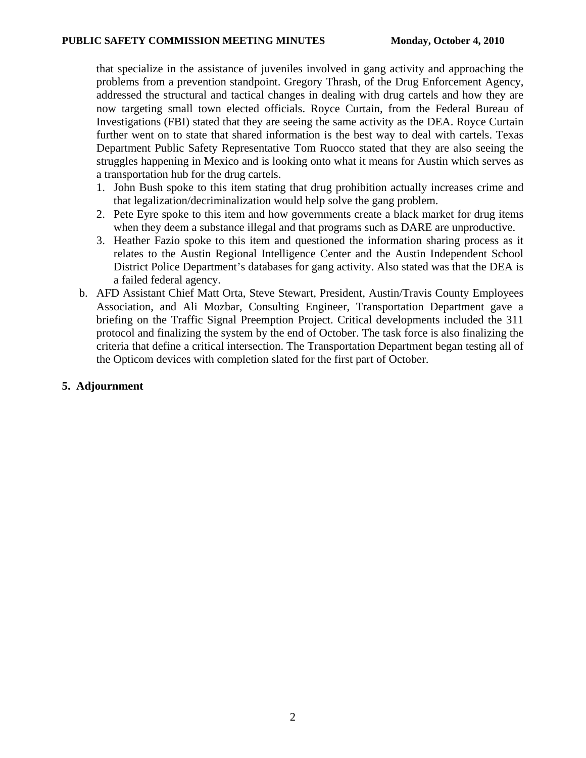that specialize in the assistance of juveniles involved in gang activity and approaching the problems from a prevention standpoint. Gregory Thrash, of the Drug Enforcement Agency, addressed the structural and tactical changes in dealing with drug cartels and how they are now targeting small town elected officials. Royce Curtain, from the Federal Bureau of Investigations (FBI) stated that they are seeing the same activity as the DEA. Royce Curtain further went on to state that shared information is the best way to deal with cartels. Texas Department Public Safety Representative Tom Ruocco stated that they are also seeing the struggles happening in Mexico and is looking onto what it means for Austin which serves as a transportation hub for the drug cartels.

1. John Bush spoke to this item stating that drug prohibition actually increases crime and that legalization/decriminalization would help solve the gang problem.
2. Pete Eyre spoke to this item and how governments create a black market for drug items when they deem a substance illegal and that programs such as DARE are unproductive.
3. Heather Fazio spoke to this item and questioned the information sharing process as it relates to the Austin Regional Intelligence Center and the Austin Independent School District Police Department's databases for gang activity. Also stated was that the DEA is a failed federal agency.

b. AFD Assistant Chief Matt Orta, Steve Stewart, President, Austin/Travis County Employees Association, and Ali Mozbar, Consulting Engineer, Transportation Department gave a briefing on the Traffic Signal Preemption Project. Critical developments included the 311 protocol and finalizing the system by the end of October. The task force is also finalizing the criteria that define a critical intersection. The Transportation Department began testing all of the Opticom devices with completion slated for the first part of October.

## 5. Adjournment